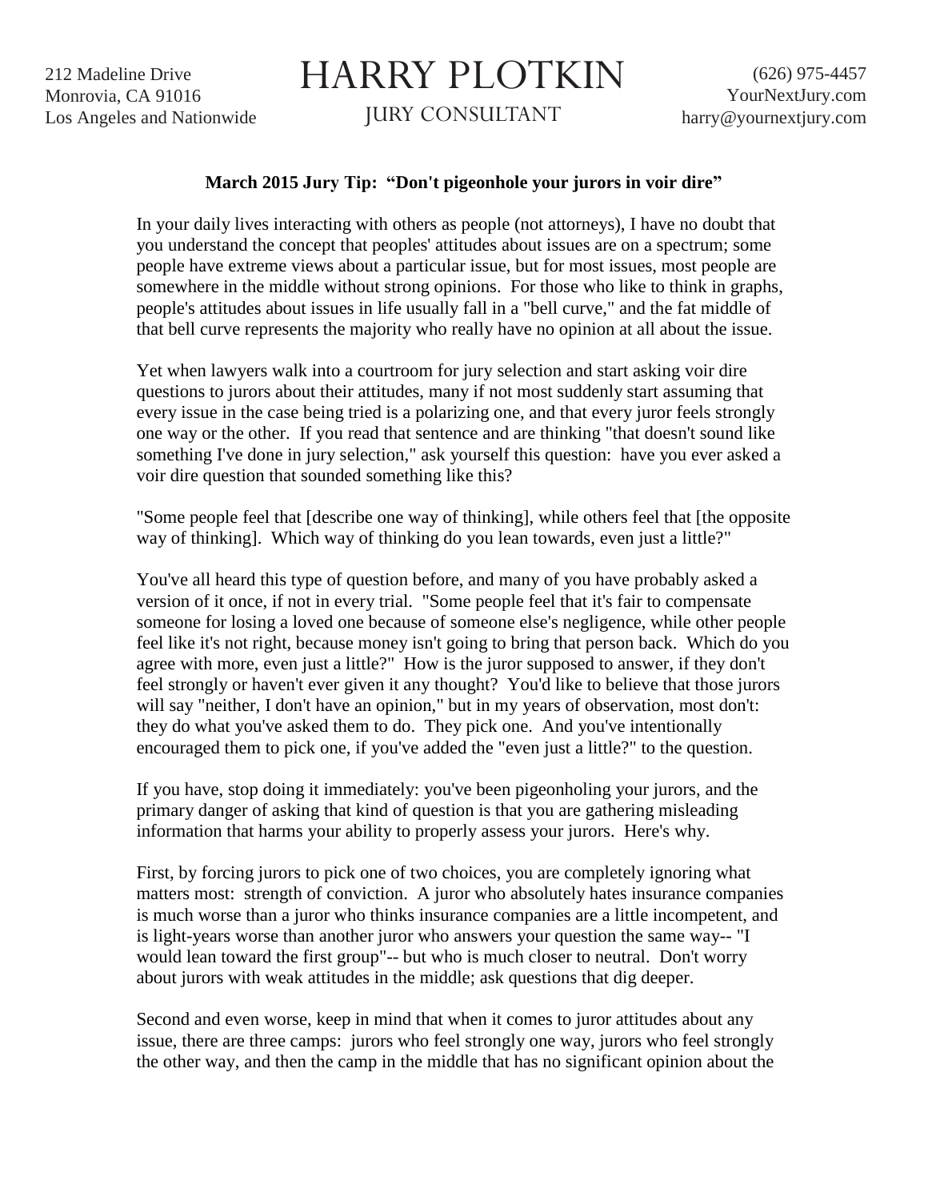212 Madeline Drive
Monrovia, CA 91016
Los Angeles and Nationwide

# HARRY PLOTKIN

JURY CONSULTANT

(626) 975-4457
YourNextJury.com
harry@yournextjury.com

**March 2015 Jury Tip: "Don't pigeonhole your jurors in voir dire"**

In your daily lives interacting with others as people (not attorneys), I have no doubt that you understand the concept that peoples' attitudes about issues are on a spectrum; some people have extreme views about a particular issue, but for most issues, most people are somewhere in the middle without strong opinions. For those who like to think in graphs, people's attitudes about issues in life usually fall in a "bell curve," and the fat middle of that bell curve represents the majority who really have no opinion at all about the issue.

Yet when lawyers walk into a courtroom for jury selection and start asking voir dire questions to jurors about their attitudes, many if not most suddenly start assuming that every issue in the case being tried is a polarizing one, and that every juror feels strongly one way or the other. If you read that sentence and are thinking "that doesn't sound like something I've done in jury selection," ask yourself this question: have you ever asked a voir dire question that sounded something like this?

"Some people feel that [describe one way of thinking], while others feel that [the opposite way of thinking]. Which way of thinking do you lean towards, even just a little?"

You've all heard this type of question before, and many of you have probably asked a version of it once, if not in every trial. "Some people feel that it's fair to compensate someone for losing a loved one because of someone else's negligence, while other people feel like it's not right, because money isn't going to bring that person back. Which do you agree with more, even just a little?" How is the juror supposed to answer, if they don't feel strongly or haven't ever given it any thought? You'd like to believe that those jurors will say "neither, I don't have an opinion," but in my years of observation, most don't: they do what you've asked them to do. They pick one. And you've intentionally encouraged them to pick one, if you've added the "even just a little?" to the question.

If you have, stop doing it immediately: you've been pigeonholing your jurors, and the primary danger of asking that kind of question is that you are gathering misleading information that harms your ability to properly assess your jurors. Here's why.

First, by forcing jurors to pick one of two choices, you are completely ignoring what matters most: strength of conviction. A juror who absolutely hates insurance companies is much worse than a juror who thinks insurance companies are a little incompetent, and is light-years worse than another juror who answers your question the same way-- "I would lean toward the first group"-- but who is much closer to neutral. Don't worry about jurors with weak attitudes in the middle; ask questions that dig deeper.

Second and even worse, keep in mind that when it comes to juror attitudes about any issue, there are three camps: jurors who feel strongly one way, jurors who feel strongly the other way, and then the camp in the middle that has no significant opinion about the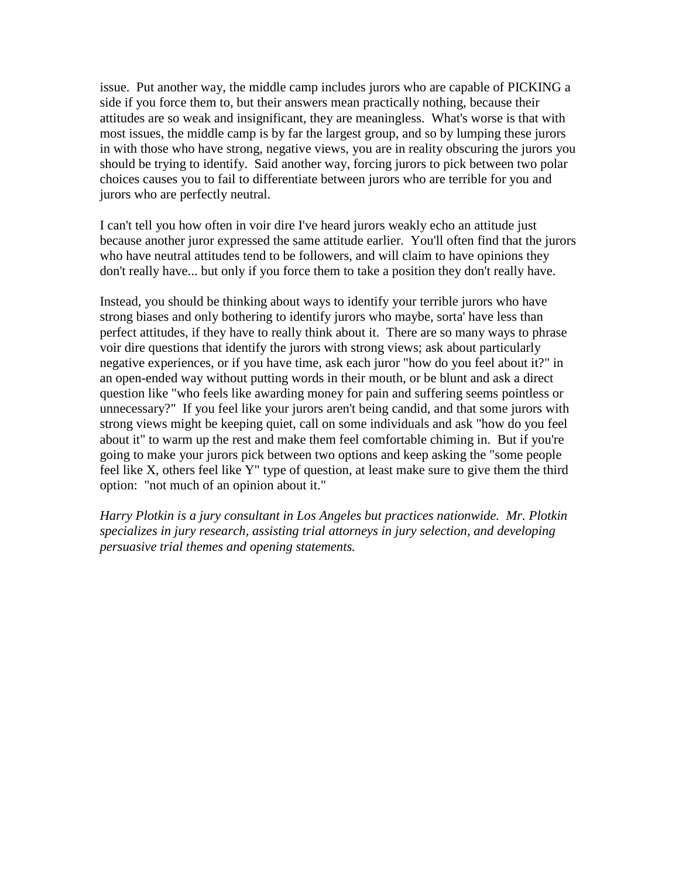issue. Put another way, the middle camp includes jurors who are capable of PICKING a side if you force them to, but their answers mean practically nothing, because their attitudes are so weak and insignificant, they are meaningless. What's worse is that with most issues, the middle camp is by far the largest group, and so by lumping these jurors in with those who have strong, negative views, you are in reality obscuring the jurors you should be trying to identify. Said another way, forcing jurors to pick between two polar choices causes you to fail to differentiate between jurors who are terrible for you and jurors who are perfectly neutral.

I can't tell you how often in voir dire I've heard jurors weakly echo an attitude just because another juror expressed the same attitude earlier. You'll often find that the jurors who have neutral attitudes tend to be followers, and will claim to have opinions they don't really have... but only if you force them to take a position they don't really have.

Instead, you should be thinking about ways to identify your terrible jurors who have strong biases and only bothering to identify jurors who maybe, sorta' have less than perfect attitudes, if they have to really think about it. There are so many ways to phrase voir dire questions that identify the jurors with strong views; ask about particularly negative experiences, or if you have time, ask each juror "how do you feel about it?" in an open-ended way without putting words in their mouth, or be blunt and ask a direct question like "who feels like awarding money for pain and suffering seems pointless or unnecessary?" If you feel like your jurors aren't being candid, and that some jurors with strong views might be keeping quiet, call on some individuals and ask "how do you feel about it" to warm up the rest and make them feel comfortable chiming in. But if you're going to make your jurors pick between two options and keep asking the "some people feel like X, others feel like Y" type of question, at least make sure to give them the third option: "not much of an opinion about it."

*Harry Plotkin is a jury consultant in Los Angeles but practices nationwide. Mr. Plotkin specializes in jury research, assisting trial attorneys in jury selection, and developing persuasive trial themes and opening statements.*